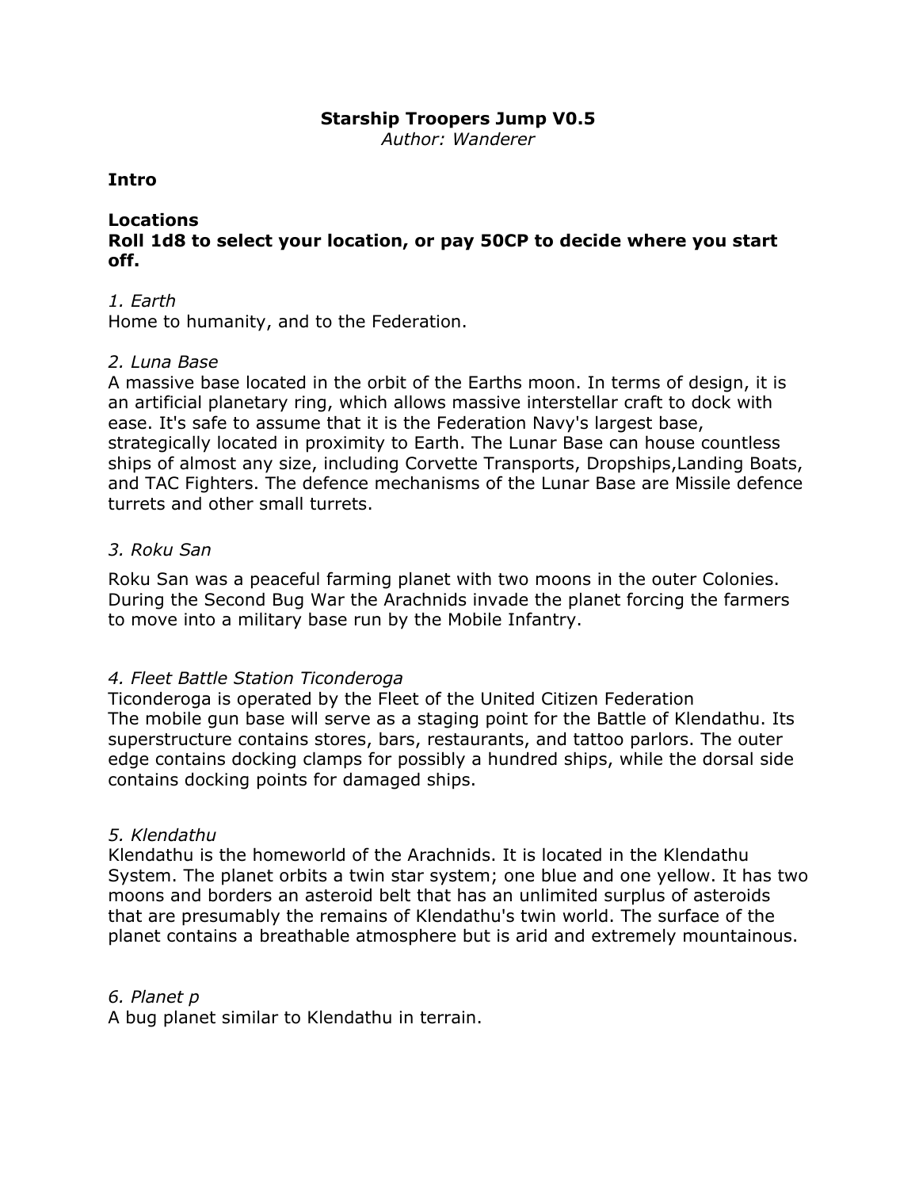# Starship Troopers Jump V0.5

*Author: Wanderer*

**Intro**

**Locations**

**Roll 1d8 to select your location, or pay 50CP to decide where you start off.**

*1. Earth*

Home to humanity, and to the Federation.

*2. Luna Base*

A massive base located in the orbit of the Earths moon. In terms of design, it is an artificial planetary ring, which allows massive interstellar craft to dock with ease. It's safe to assume that it is the Federation Navy's largest base, strategically located in proximity to Earth. The Lunar Base can house countless ships of almost any size, including Corvette Transports, Dropships,Landing Boats, and TAC Fighters. The defence mechanisms of the Lunar Base are Missile defence turrets and other small turrets.

*3. Roku San*

Roku San was a peaceful farming planet with two moons in the outer Colonies. During the Second Bug War the Arachnids invade the planet forcing the farmers to move into a military base run by the Mobile Infantry.

*4. Fleet Battle Station Ticonderoga*

Ticonderoga is operated by the Fleet of the United Citizen Federation
The mobile gun base will serve as a staging point for the Battle of Klendathu. Its superstructure contains stores, bars, restaurants, and tattoo parlors. The outer edge contains docking clamps for possibly a hundred ships, while the dorsal side contains docking points for damaged ships.

*5. Klendathu*

Klendathu is the homeworld of the Arachnids. It is located in the Klendathu System. The planet orbits a twin star system; one blue and one yellow. It has two moons and borders an asteroid belt that has an unlimited surplus of asteroids that are presumably the remains of Klendathu's twin world. The surface of the planet contains a breathable atmosphere but is arid and extremely mountainous.

*6. Planet p*

A bug planet similar to Klendathu in terrain.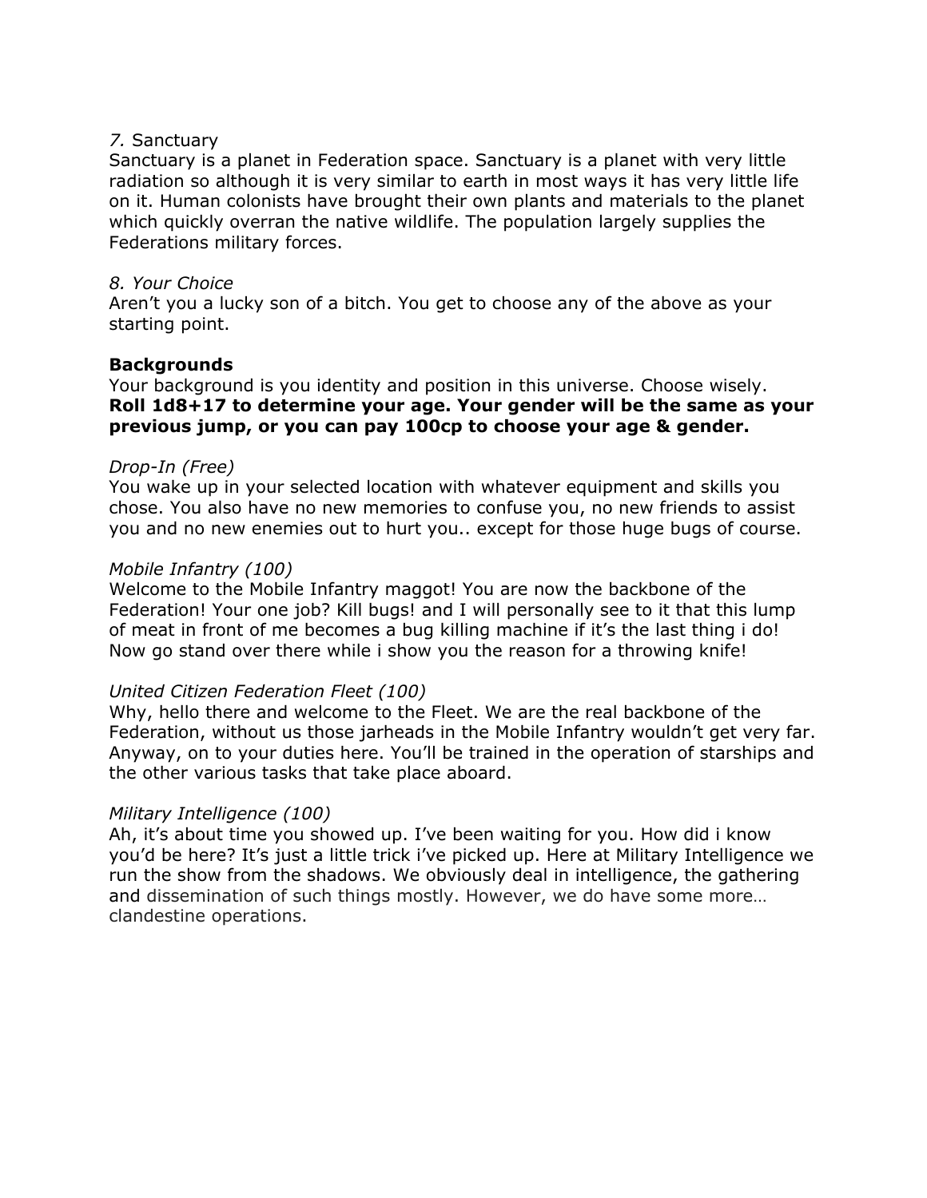*7.* Sanctuary
Sanctuary is a planet in Federation space. Sanctuary is a planet with very little radiation so although it is very similar to earth in most ways it has very little life on it. Human colonists have brought their own plants and materials to the planet which quickly overran the native wildlife. The population largely supplies the Federations military forces.

*8. Your Choice*
Aren't you a lucky son of a bitch. You get to choose any of the above as your starting point.

**Backgrounds**
Your background is you identity and position in this universe. Choose wisely.
**Roll 1d8+17 to determine your age. Your gender will be the same as your previous jump, or you can pay 100cp to choose your age & gender.**

*Drop-In (Free)*
You wake up in your selected location with whatever equipment and skills you chose. You also have no new memories to confuse you, no new friends to assist you and no new enemies out to hurt you.. except for those huge bugs of course.

*Mobile Infantry (100)*
Welcome to the Mobile Infantry maggot! You are now the backbone of the Federation! Your one job? Kill bugs! and I will personally see to it that this lump of meat in front of me becomes a bug killing machine if it's the last thing i do! Now go stand over there while i show you the reason for a throwing knife!

*United Citizen Federation Fleet (100)*
Why, hello there and welcome to the Fleet. We are the real backbone of the Federation, without us those jarheads in the Mobile Infantry wouldn't get very far. Anyway, on to your duties here. You'll be trained in the operation of starships and the other various tasks that take place aboard.

*Military Intelligence (100)*
Ah, it's about time you showed up. I've been waiting for you. How did i know you'd be here? It's just a little trick i've picked up. Here at Military Intelligence we run the show from the shadows. We obviously deal in intelligence, the gathering and dissemination of such things mostly. However, we do have some more… clandestine operations.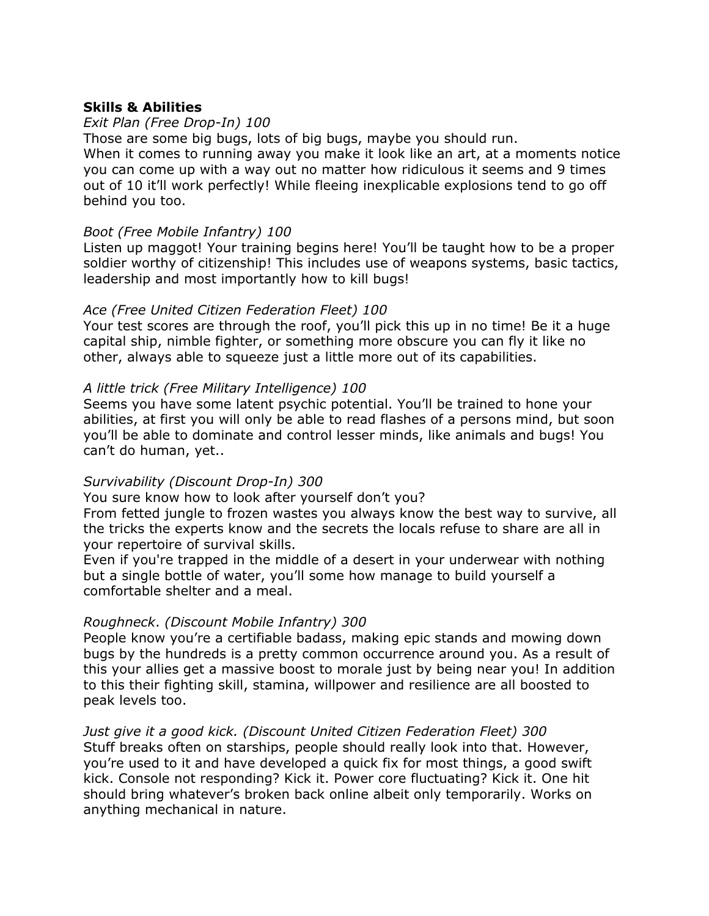**Skills & Abilities**

*Exit Plan (Free Drop-In) 100*

Those are some big bugs, lots of big bugs, maybe you should run.
When it comes to running away you make it look like an art, at a moments notice you can come up with a way out no matter how ridiculous it seems and 9 times out of 10 it'll work perfectly! While fleeing inexplicable explosions tend to go off behind you too.

*Boot (Free Mobile Infantry) 100*

Listen up maggot! Your training begins here! You'll be taught how to be a proper soldier worthy of citizenship! This includes use of weapons systems, basic tactics, leadership and most importantly how to kill bugs!

*Ace (Free United Citizen Federation Fleet) 100*

Your test scores are through the roof, you'll pick this up in no time! Be it a huge capital ship, nimble fighter, or something more obscure you can fly it like no other, always able to squeeze just a little more out of its capabilities.

*A little trick (Free Military Intelligence) 100*

Seems you have some latent psychic potential. You'll be trained to hone your abilities, at first you will only be able to read flashes of a persons mind, but soon you'll be able to dominate and control lesser minds, like animals and bugs! You can't do human, yet..

*Survivability (Discount Drop-In) 300*

You sure know how to look after yourself don't you?
From fetted jungle to frozen wastes you always know the best way to survive, all the tricks the experts know and the secrets the locals refuse to share are all in your repertoire of survival skills.
Even if you're trapped in the middle of a desert in your underwear with nothing but a single bottle of water, you'll some how manage to build yourself a comfortable shelter and a meal.

*Roughneck. (Discount Mobile Infantry) 300*

People know you're a certifiable badass, making epic stands and mowing down bugs by the hundreds is a pretty common occurrence around you. As a result of this your allies get a massive boost to morale just by being near you! In addition to this their fighting skill, stamina, willpower and resilience are all boosted to peak levels too.

*Just give it a good kick. (Discount United Citizen Federation Fleet) 300*

Stuff breaks often on starships, people should really look into that. However, you're used to it and have developed a quick fix for most things, a good swift kick. Console not responding? Kick it. Power core fluctuating? Kick it. One hit should bring whatever's broken back online albeit only temporarily. Works on anything mechanical in nature.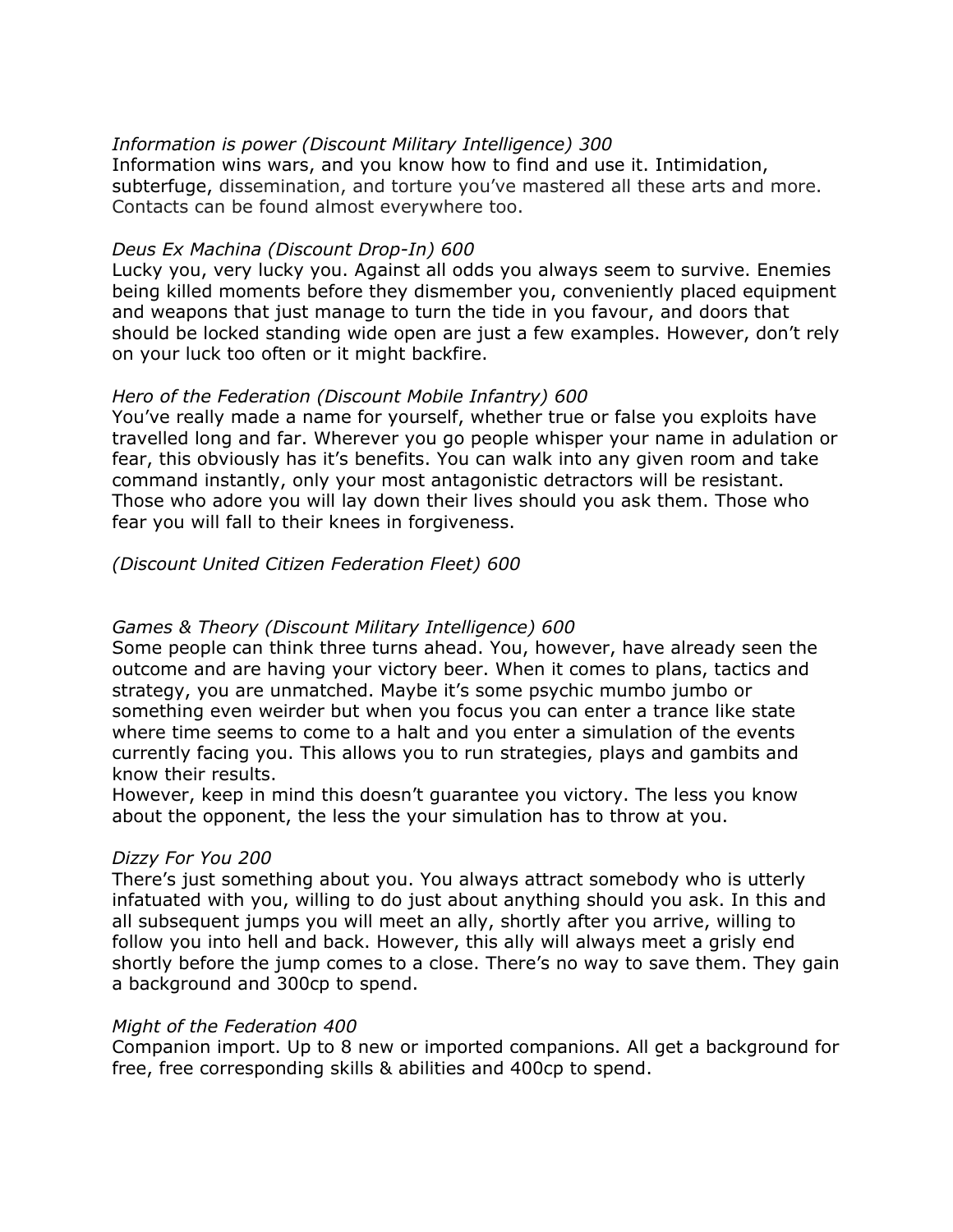*Information is power (Discount Military Intelligence) 300*
Information wins wars, and you know how to find and use it. Intimidation, subterfuge, dissemination, and torture you've mastered all these arts and more. Contacts can be found almost everywhere too.

*Deus Ex Machina (Discount Drop-In) 600*
Lucky you, very lucky you. Against all odds you always seem to survive. Enemies being killed moments before they dismember you, conveniently placed equipment and weapons that just manage to turn the tide in you favour, and doors that should be locked standing wide open are just a few examples. However, don't rely on your luck too often or it might backfire.

*Hero of the Federation (Discount Mobile Infantry) 600*
You've really made a name for yourself, whether true or false you exploits have travelled long and far. Wherever you go people whisper your name in adulation or fear, this obviously has it's benefits. You can walk into any given room and take command instantly, only your most antagonistic detractors will be resistant. Those who adore you will lay down their lives should you ask them. Those who fear you will fall to their knees in forgiveness.

*(Discount United Citizen Federation Fleet) 600*

*Games & Theory (Discount Military Intelligence) 600*
Some people can think three turns ahead. You, however, have already seen the outcome and are having your victory beer. When it comes to plans, tactics and strategy, you are unmatched. Maybe it's some psychic mumbo jumbo or something even weirder but when you focus you can enter a trance like state where time seems to come to a halt and you enter a simulation of the events currently facing you. This allows you to run strategies, plays and gambits and know their results.
However, keep in mind this doesn't guarantee you victory. The less you know about the opponent, the less the your simulation has to throw at you.

*Dizzy For You 200*
There's just something about you. You always attract somebody who is utterly infatuated with you, willing to do just about anything should you ask. In this and all subsequent jumps you will meet an ally, shortly after you arrive, willing to follow you into hell and back. However, this ally will always meet a grisly end shortly before the jump comes to a close. There's no way to save them. They gain a background and 300cp to spend.

*Might of the Federation 400*
Companion import. Up to 8 new or imported companions. All get a background for free, free corresponding skills & abilities and 400cp to spend.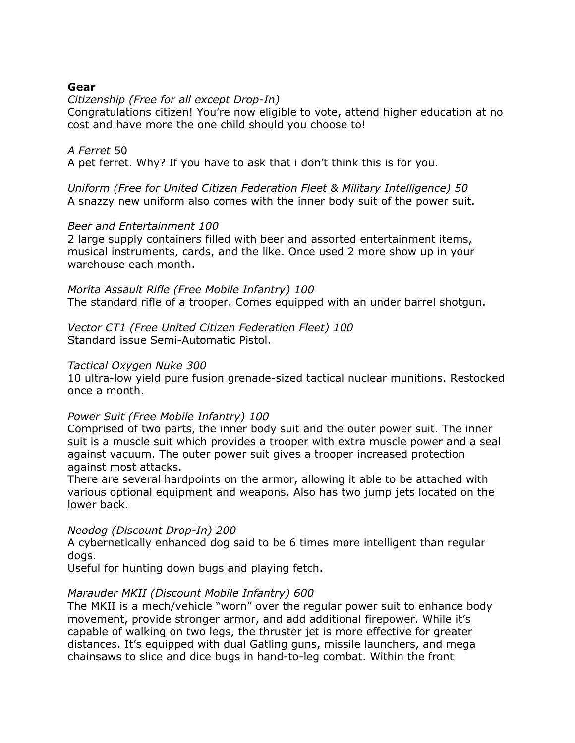**Gear**

*Citizenship (Free for all except Drop-In)*
Congratulations citizen! You're now eligible to vote, attend higher education at no cost and have more the one child should you choose to!

*A Ferret* 50
A pet ferret. Why? If you have to ask that i don't think this is for you.

*Uniform (Free for United Citizen Federation Fleet & Military Intelligence) 50*
A snazzy new uniform also comes with the inner body suit of the power suit.

*Beer and Entertainment 100*
2 large supply containers filled with beer and assorted entertainment items, musical instruments, cards, and the like. Once used 2 more show up in your warehouse each month.

*Morita Assault Rifle (Free Mobile Infantry) 100*
The standard rifle of a trooper. Comes equipped with an under barrel shotgun.

*Vector CT1 (Free United Citizen Federation Fleet) 100*
Standard issue Semi-Automatic Pistol.

*Tactical Oxygen Nuke 300*
10 ultra-low yield pure fusion grenade-sized tactical nuclear munitions. Restocked once a month.

*Power Suit (Free Mobile Infantry) 100*
Comprised of two parts, the inner body suit and the outer power suit. The inner suit is a muscle suit which provides a trooper with extra muscle power and a seal against vacuum. The outer power suit gives a trooper increased protection against most attacks.
There are several hardpoints on the armor, allowing it able to be attached with various optional equipment and weapons. Also has two jump jets located on the lower back.

*Neodog (Discount Drop-In) 200*
A cybernetically enhanced dog said to be 6 times more intelligent than regular dogs.
Useful for hunting down bugs and playing fetch.

*Marauder MKII (Discount Mobile Infantry) 600*
The MKII is a mech/vehicle "worn" over the regular power suit to enhance body movement, provide stronger armor, and add additional firepower. While it's capable of walking on two legs, the thruster jet is more effective for greater distances. It's equipped with dual Gatling guns, missile launchers, and mega chainsaws to slice and dice bugs in hand-to-leg combat. Within the front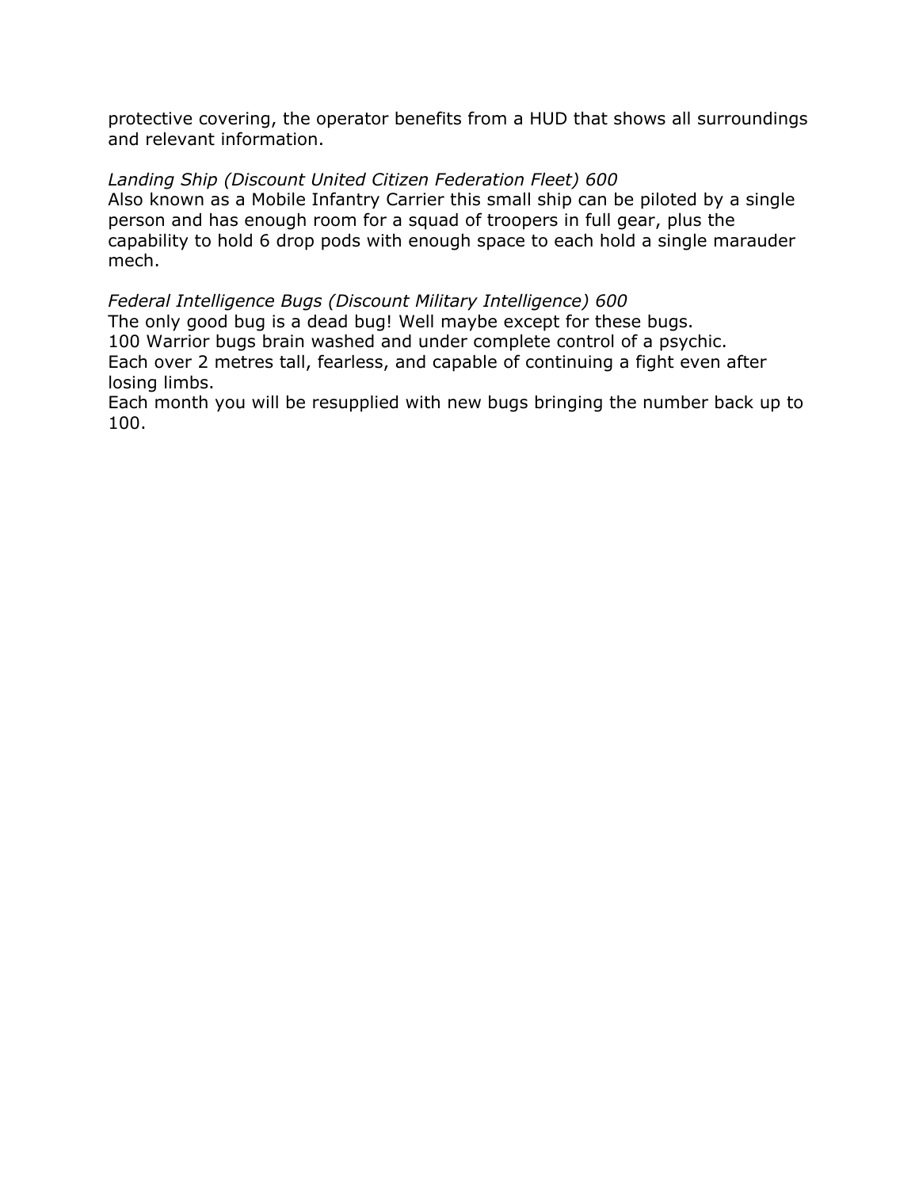protective covering, the operator benefits from a HUD that shows all surroundings and relevant information.

*Landing Ship (Discount United Citizen Federation Fleet) 600*
Also known as a Mobile Infantry Carrier this small ship can be piloted by a single person and has enough room for a squad of troopers in full gear, plus the capability to hold 6 drop pods with enough space to each hold a single marauder mech.

*Federal Intelligence Bugs (Discount Military Intelligence) 600*
The only good bug is a dead bug! Well maybe except for these bugs.
100 Warrior bugs brain washed and under complete control of a psychic.
Each over 2 metres tall, fearless, and capable of continuing a fight even after losing limbs.
Each month you will be resupplied with new bugs bringing the number back up to 100.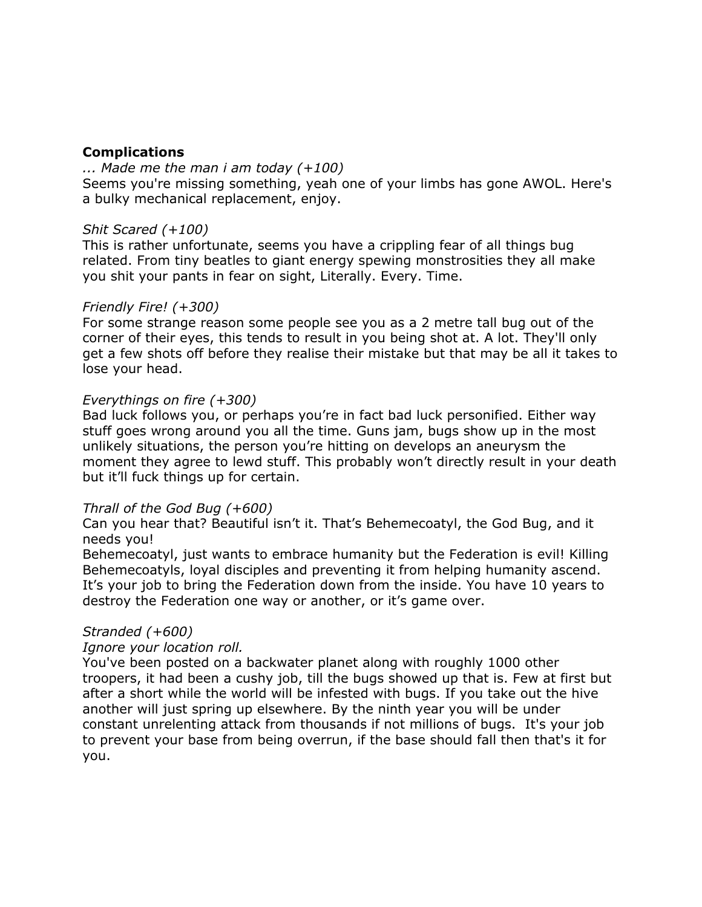**Complications**

*... Made me the man i am today (+100)*
Seems you're missing something, yeah one of your limbs has gone AWOL. Here's a bulky mechanical replacement, enjoy.

*Shit Scared (+100)*
This is rather unfortunate, seems you have a crippling fear of all things bug related. From tiny beatles to giant energy spewing monstrosities they all make you shit your pants in fear on sight, Literally. Every. Time.

*Friendly Fire! (+300)*
For some strange reason some people see you as a 2 metre tall bug out of the corner of their eyes, this tends to result in you being shot at. A lot. They'll only get a few shots off before they realise their mistake but that may be all it takes to lose your head.

*Everythings on fire (+300)*
Bad luck follows you, or perhaps you're in fact bad luck personified. Either way stuff goes wrong around you all the time. Guns jam, bugs show up in the most unlikely situations, the person you're hitting on develops an aneurysm the moment they agree to lewd stuff. This probably won't directly result in your death but it'll fuck things up for certain.

*Thrall of the God Bug (+600)*
Can you hear that? Beautiful isn't it. That's Behemecoatyl, the God Bug, and it needs you!
Behemecoatyl, just wants to embrace humanity but the Federation is evil! Killing Behemecoatyls, loyal disciples and preventing it from helping humanity ascend. It's your job to bring the Federation down from the inside. You have 10 years to destroy the Federation one way or another, or it's game over.

*Stranded (+600)*
*Ignore your location roll.*
You've been posted on a backwater planet along with roughly 1000 other troopers, it had been a cushy job, till the bugs showed up that is. Few at first but after a short while the world will be infested with bugs. If you take out the hive another will just spring up elsewhere. By the ninth year you will be under constant unrelenting attack from thousands if not millions of bugs. It's your job to prevent your base from being overrun, if the base should fall then that's it for you.